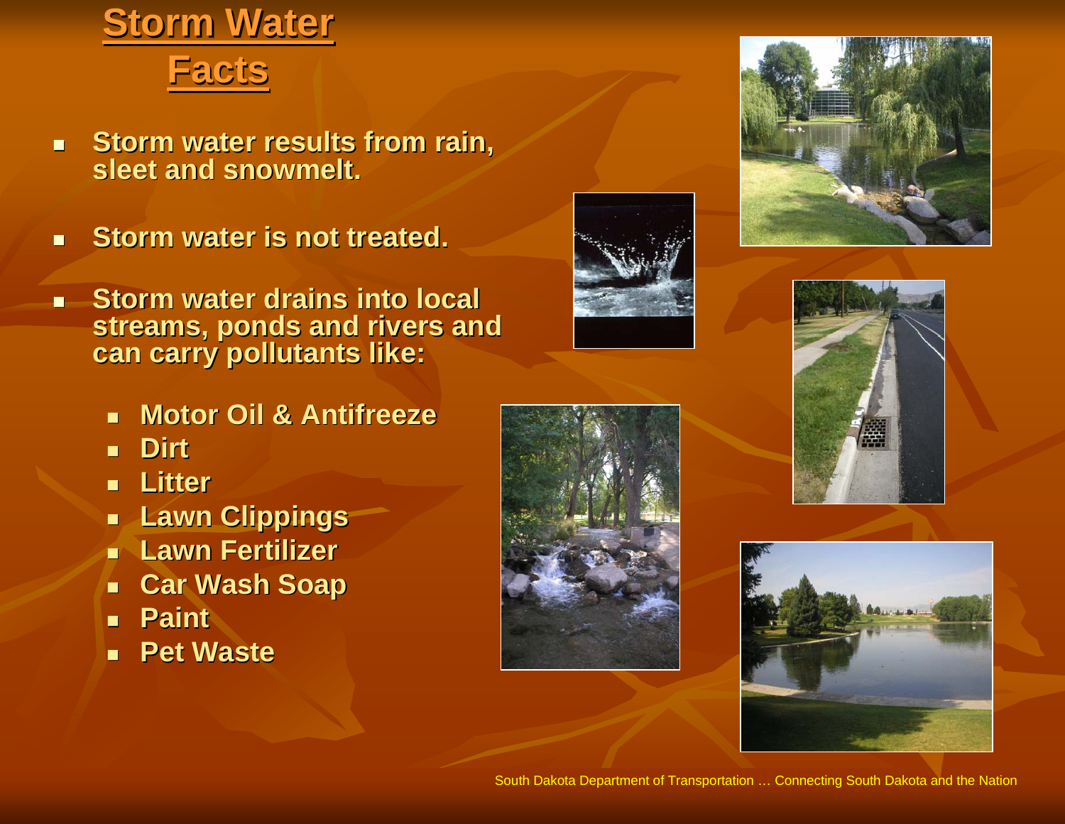# Storm Water Facts

- Storm water results from rain, sleet and snowmelt.
- Storm water is not treated.
- Storm water drains into local streams, ponds and rivers and can carry pollutants like:
  - Motor Oil & Antifreeze
  - Dirt
  - Litter
  - Lawn Clippings
  - Lawn Fertilizer
  - Car Wash Soap
  - Paint
  - Pet Waste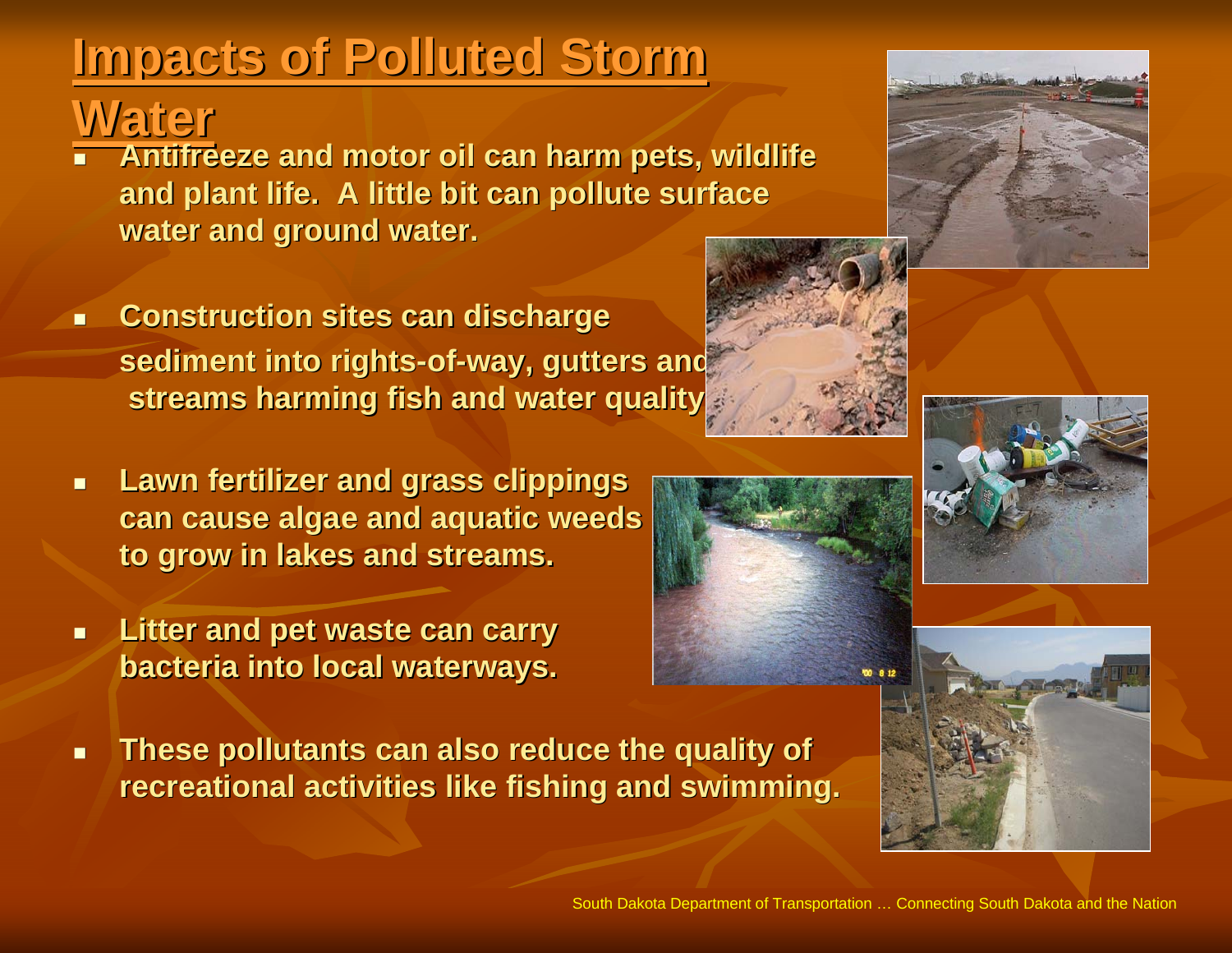# Impacts of Polluted Storm Water

- Antifreeze and motor oil can harm pets, wildlife and plant life. A little bit can pollute surface water and ground water.
- Construction sites can discharge sediment into rights-of-way, gutters and streams harming fish and water quality.
- Lawn fertilizer and grass clippings can cause algae and aquatic weeds to grow in lakes and streams.
- Litter and pet waste can carry bacteria into local waterways.
- These pollutants can also reduce the quality of recreational activities like fishing and swimming.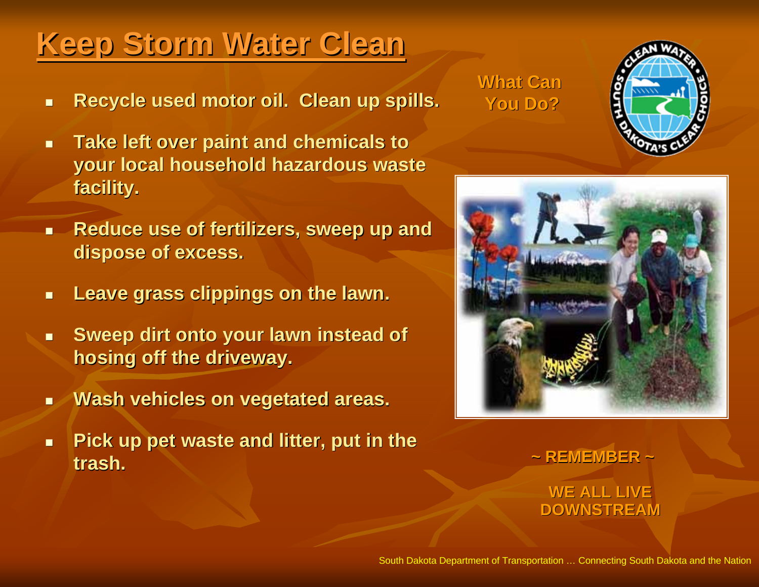# Keep Storm Water Clean

What Can You Do?

- Recycle used motor oil. Clean up spills.
- Take left over paint and chemicals to your local household hazardous waste facility.
- Reduce use of fertilizers, sweep up and dispose of excess.
- Leave grass clippings on the lawn.
- Sweep dirt onto your lawn instead of hosing off the driveway.
- Wash vehicles on vegetated areas.
- Pick up pet waste and litter, put in the trash.

~ REMEMBER ~

WE ALL LIVE DOWNSTREAM